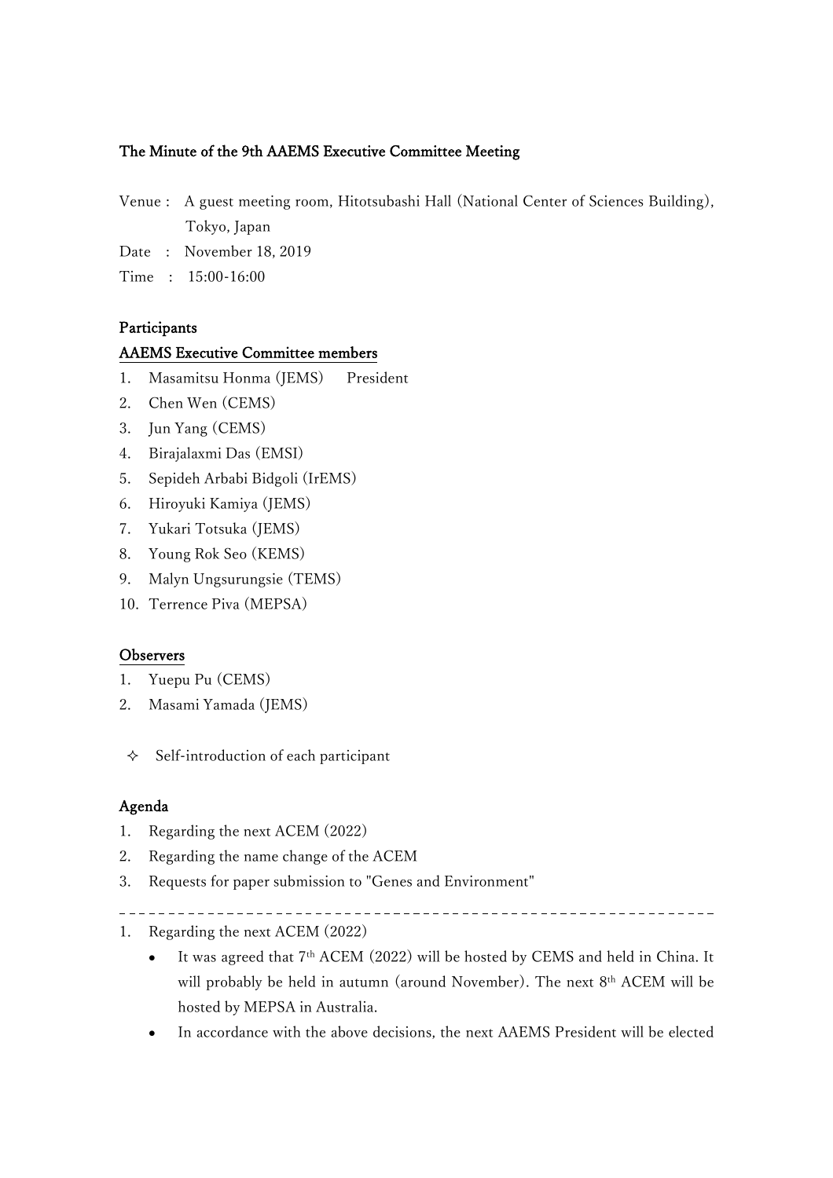# The Minute of the 9th AAEMS Executive Committee Meeting

Venue : A guest meeting room, Hitotsubashi Hall (National Center of Sciences Building), Tokyo, Japan
Date : November 18, 2019
Time : 15:00-16:00

## Participants

### AAEMS Executive Committee members

1. Masamitsu Honma (JEMS) President
2. Chen Wen (CEMS)
3. Jun Yang (CEMS)
4. Birajalaxmi Das (EMSI)
5. Sepideh Arbabi Bidgoli (IrEMS)
6. Hiroyuki Kamiya (JEMS)
7. Yukari Totsuka (JEMS)
8. Young Rok Seo (KEMS)
9. Malyn Ungsurungsie (TEMS)
10. Terrence Piva (MEPSA)

### Observers

1. Yuepu Pu (CEMS)
2. Masami Yamada (JEMS)

- Self-introduction of each participant

## Agenda

1. Regarding the next ACEM (2022)
2. Regarding the name change of the ACEM
3. Requests for paper submission to "Genes and Environment"

---

1. Regarding the next ACEM (2022)
   - It was agreed that 7th ACEM (2022) will be hosted by CEMS and held in China. It will probably be held in autumn (around November). The next 8th ACEM will be hosted by MEPSA in Australia.
   - In accordance with the above decisions, the next AAEMS President will be elected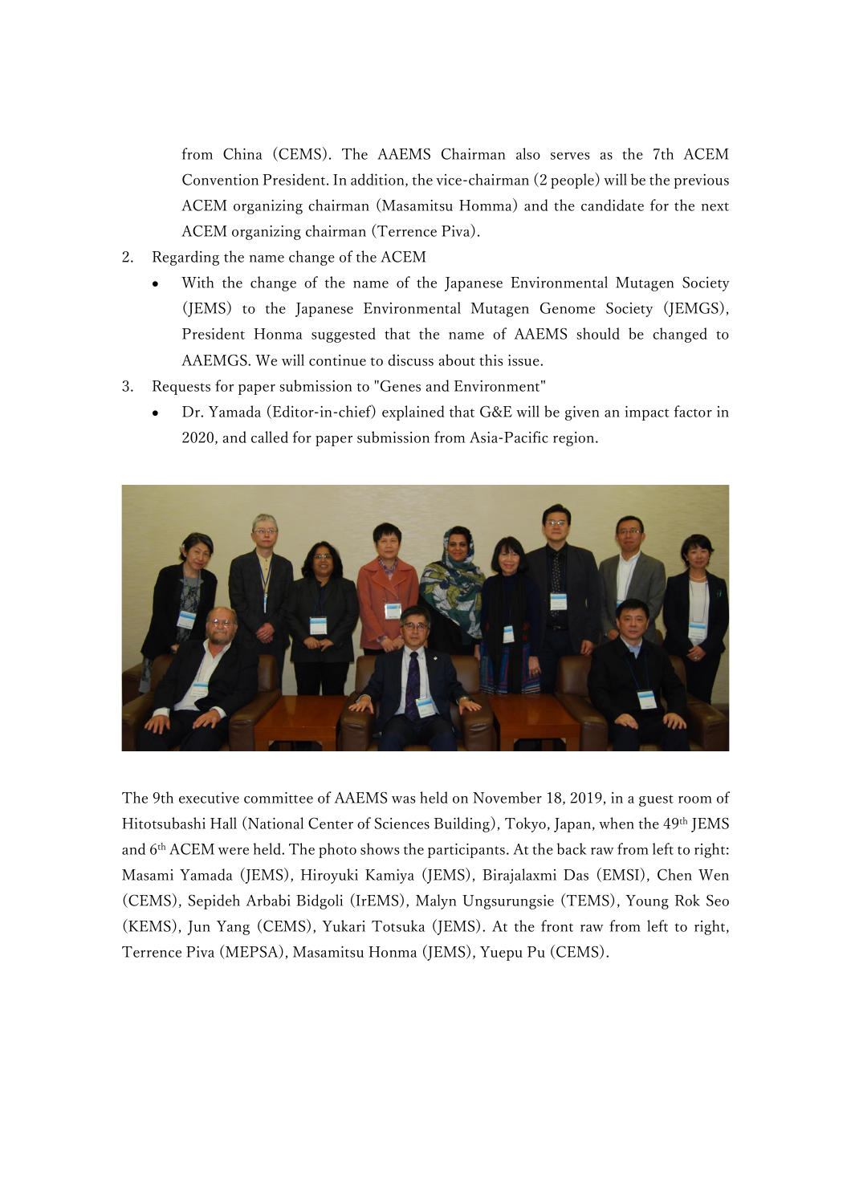from China (CEMS). The AAEMS Chairman also serves as the 7th ACEM Convention President. In addition, the vice-chairman (2 people) will be the previous ACEM organizing chairman (Masamitsu Homma) and the candidate for the next ACEM organizing chairman (Terrence Piva).

2. Regarding the name change of the ACEM
   - With the change of the name of the Japanese Environmental Mutagen Society (JEMS) to the Japanese Environmental Mutagen Genome Society (JEMGS), President Honma suggested that the name of AAEMS should be changed to AAEMGS. We will continue to discuss about this issue.
3. Requests for paper submission to "Genes and Environment"
   - Dr. Yamada (Editor-in-chief) explained that G&E will be given an impact factor in 2020, and called for paper submission from Asia-Pacific region.

The 9th executive committee of AAEMS was held on November 18, 2019, in a guest room of Hitotsubashi Hall (National Center of Sciences Building), Tokyo, Japan, when the 49th JEMS and 6th ACEM were held. The photo shows the participants. At the back raw from left to right: Masami Yamada (JEMS), Hiroyuki Kamiya (JEMS), Birajalaxmi Das (EMSI), Chen Wen (CEMS), Sepideh Arbabi Bidgoli (IrEMS), Malyn Ungsurungsie (TEMS), Young Rok Seo (KEMS), Jun Yang (CEMS), Yukari Totsuka (JEMS). At the front raw from left to right, Terrence Piva (MEPSA), Masamitsu Honma (JEMS), Yuepu Pu (CEMS).